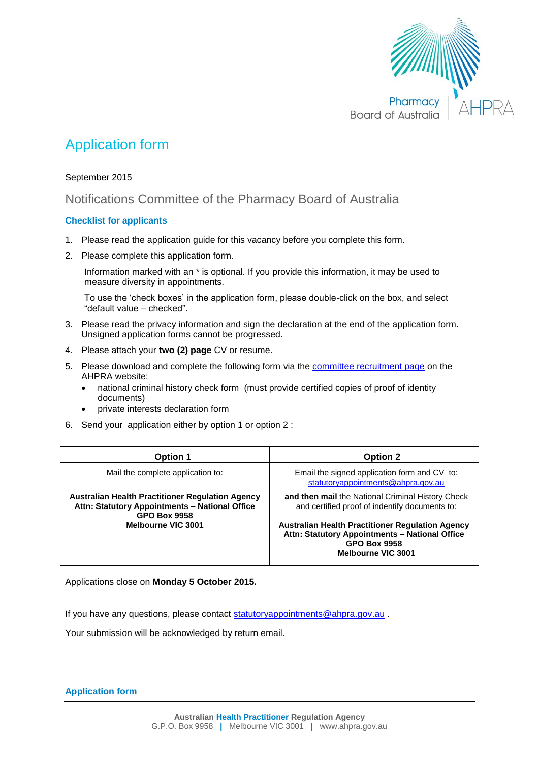# Application form

September 2015

## Notifications Committee of the Pharmacy Board of Australia

### Checklist for applicants

1. Please read the application guide for this vacancy before you complete this form.
2. Please complete this application form.

   Information marked with an * is optional. If you provide this information, it may be used to measure diversity in appointments.

   To use the 'check boxes' in the application form, please double-click on the box, and select "default value – checked".
3. Please read the privacy information and sign the declaration at the end of the application form. Unsigned application forms cannot be progressed.
4. Please attach your **two (2) page** CV or resume.
5. Please download and complete the following form via the committee recruitment page on the AHPRA website:
   - national criminal history check form (must provide certified copies of proof of identity documents)
   - private interests declaration form
6. Send your application either by option 1 or option 2 :

| Option 1 | Option 2 |
|---|---|
| Mail the complete application to:<br><br>**Australian Health Practitioner Regulation Agency**<br>**Attn: Statutory Appointments – National Office**<br>**GPO Box 9958**<br>**Melbourne VIC 3001** | Email the signed application form and CV to: statutoryappointments@ahpra.gov.au<br><br>**and then mail** the National Criminal History Check and certified proof of indentify documents to:<br><br>**Australian Health Practitioner Regulation Agency**<br>**Attn: Statutory Appointments – National Office**<br>**GPO Box 9958**<br>**Melbourne VIC 3001** |

Applications close on **Monday 5 October 2015.**

If you have any questions, please contact statutoryappointments@ahpra.gov.au .

Your submission will be acknowledged by return email.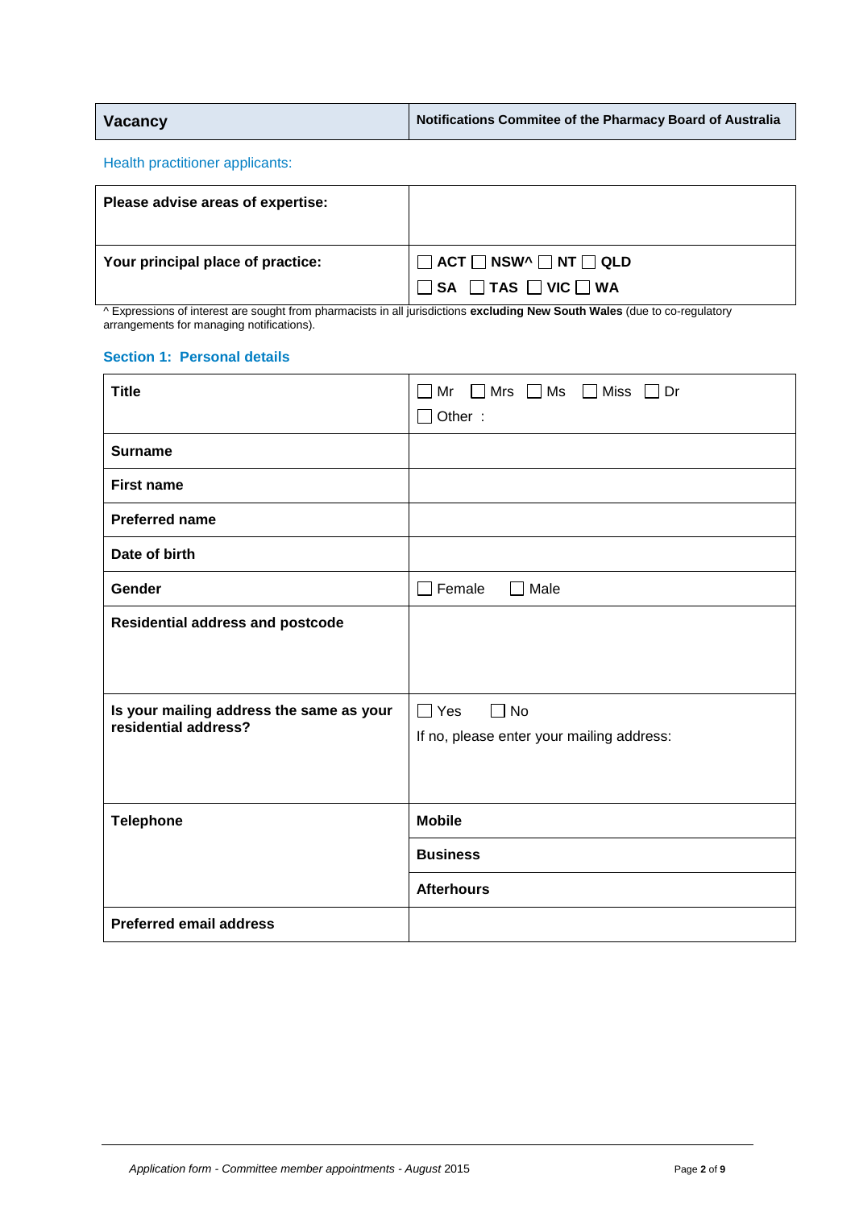| **Vacancy** | **Notifications Commitee of the Pharmacy Board of Australia** |
|---|---|

Health practitioner applicants:

| **Please advise areas of expertise:** | |
|---|---|
| **Your principal place of practice:** | ☐ **ACT** ☐ **NSW^** ☐ **NT** ☐ **QLD** ☐ **SA** ☐ **TAS** ☐ **VIC** ☐ **WA** |

^ Expressions of interest are sought from pharmacists in all jurisdictions **excluding New South Wales** (due to co-regulatory arrangements for managing notifications).

### Section 1: Personal details

| | | |
|---|---|---|
| **Title** | ☐ Mr ☐ Mrs ☐ Ms ☐ Miss ☐ Dr ☐ Other : | |
| **Surname** | | |
| **First name** | | |
| **Preferred name** | | |
| **Date of birth** | | |
| **Gender** | ☐ Female ☐ Male | |
| **Residential address and postcode** | | |
| **Is your mailing address the same as your residential address?** | ☐ Yes ☐ No<br>If no, please enter your mailing address: | |
| **Telephone** | **Mobile** | |
| | **Business** | |
| | **Afterhours** | |
| **Preferred email address** | | |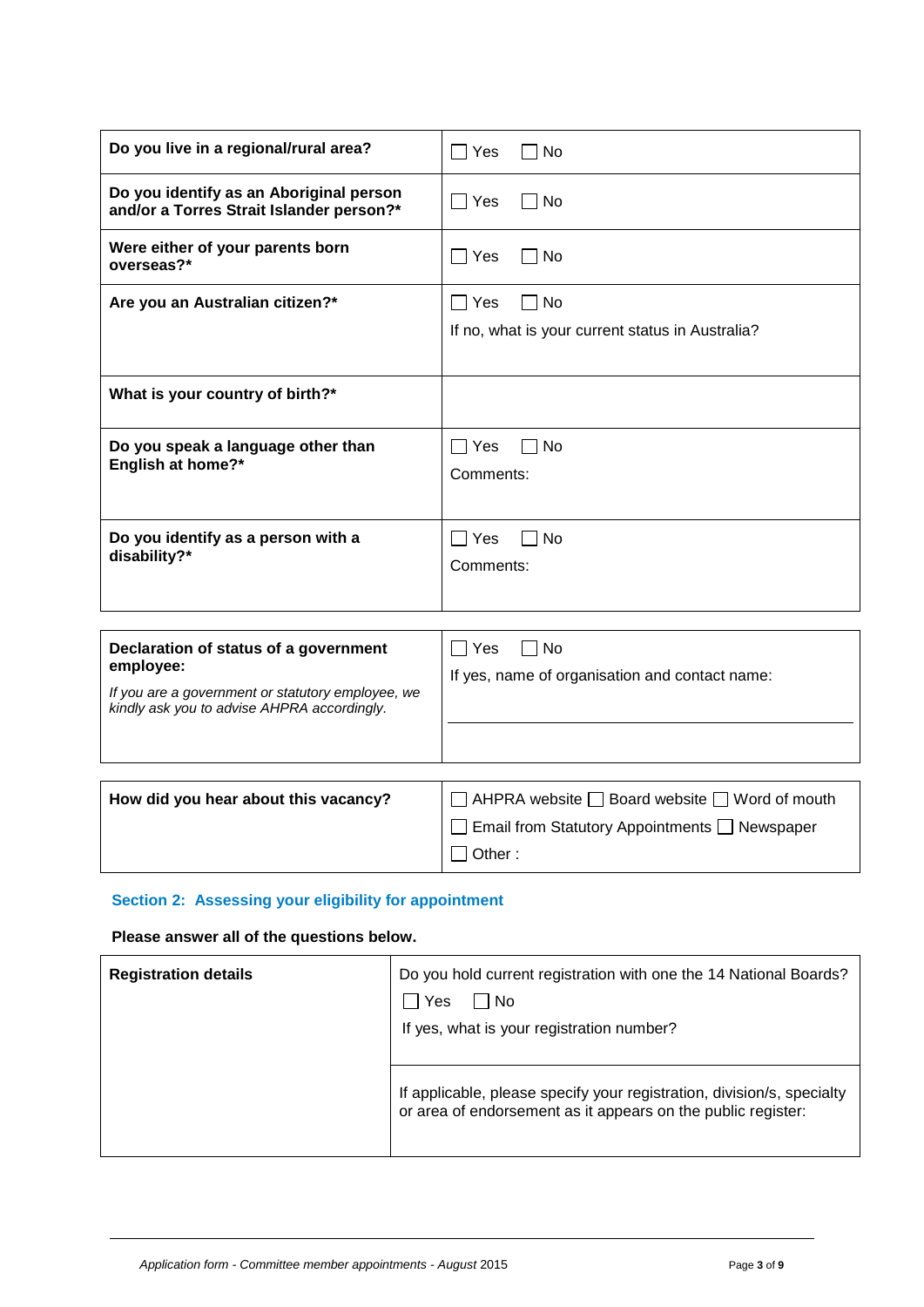| | |
|---|---|
| **Do you live in a regional/rural area?** | ☐ Yes ☐ No |
| **Do you identify as an Aboriginal person and/or a Torres Strait Islander person?*** | ☐ Yes ☐ No |
| **Were either of your parents born overseas?*** | ☐ Yes ☐ No |
| **Are you an Australian citizen?*** | ☐ Yes ☐ No<br>If no, what is your current status in Australia? |
| **What is your country of birth?*** | |
| **Do you speak a language other than English at home?*** | ☐ Yes ☐ No<br>Comments: |
| **Do you identify as a person with a disability?*** | ☐ Yes ☐ No<br>Comments: |

| | |
|---|---|
| **Declaration of status of a government employee:**<br>*If you are a government or statutory employee, we kindly ask you to advise AHPRA accordingly.* | ☐ Yes ☐ No<br>If yes, name of organisation and contact name: |

| | |
|---|---|
| **How did you hear about this vacancy?** | ☐ AHPRA website ☐ Board website ☐ Word of mouth<br>☐ Email from Statutory Appointments ☐ Newspaper<br>☐ Other : |

## Section 2: Assessing your eligibility for appointment

**Please answer all of the questions below.**

| | |
|---|---|
| **Registration details** | Do you hold current registration with one the 14 National Boards?<br>☐ Yes ☐ No<br>If yes, what is your registration number? |
| | If applicable, please specify your registration, division/s, specialty or area of endorsement as it appears on the public register: |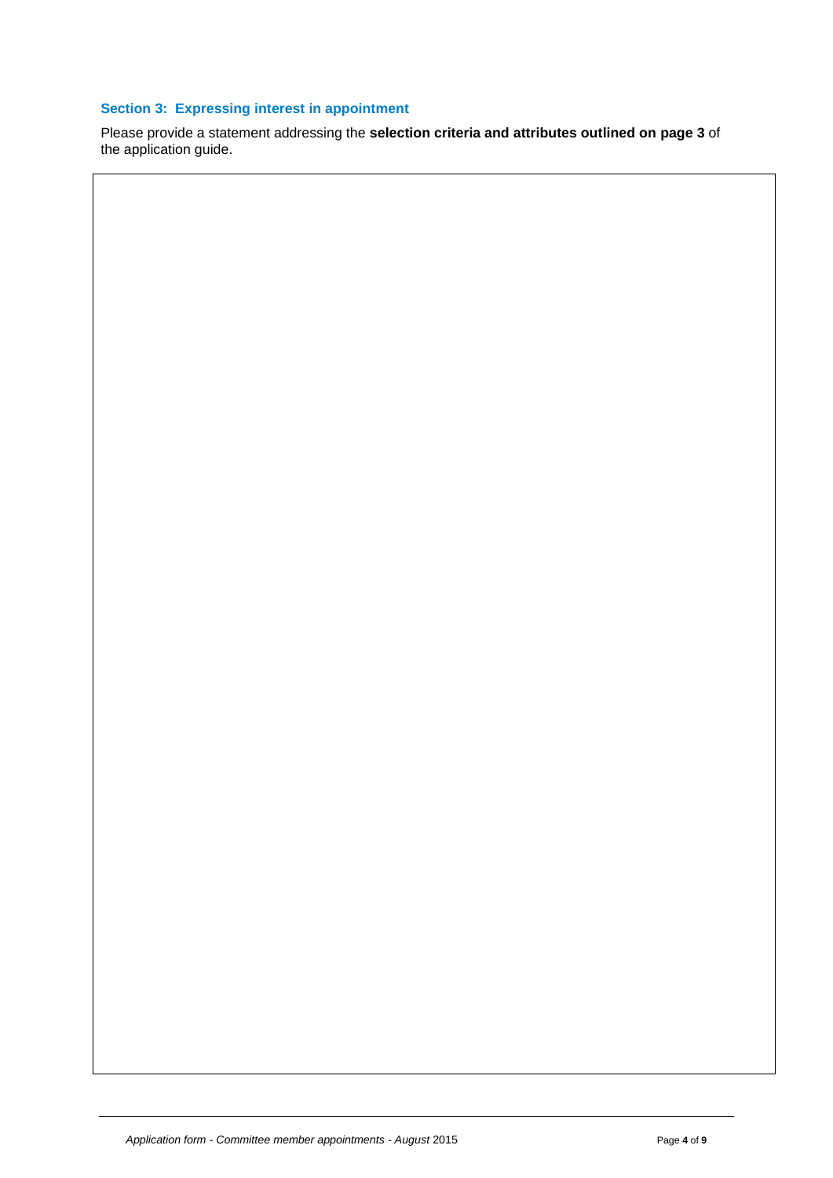### Section 3: Expressing interest in appointment

Please provide a statement addressing the **selection criteria and attributes outlined on page 3** of the application guide.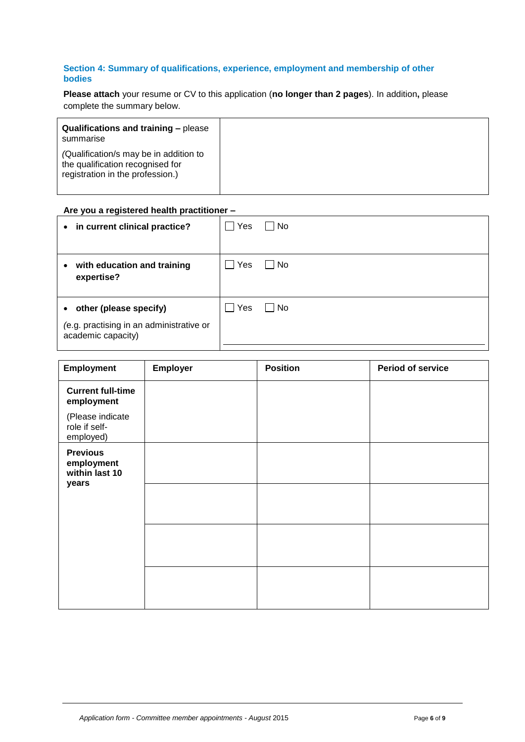### Section 4: Summary of qualifications, experience, employment and membership of other bodies

**Please attach** your resume or CV to this application (**no longer than 2 pages**). In addition**,** please complete the summary below.

| **Qualifications and training –** please summarise<br>*(*Qualification/s may be in addition to the qualification recognised for registration in the profession.) | |
|---|---|

**Are you a registered health practitioner –**

| | |
|---|---|
| • **in current clinical practice?** | ☐ Yes ☐ No |
| • **with education and training expertise?** | ☐ Yes ☐ No |
| • **other (please specify)**<br>*(*e.g. practising in an administrative or academic capacity) | ☐ Yes ☐ No |

| Employment | Employer | Position | Period of service |
|---|---|---|---|
| **Current full-time employment**<br>(Please indicate role if self-employed) | | | |
| **Previous employment within last 10 years** | | | |
| | | | |
| | | | |
| | | | |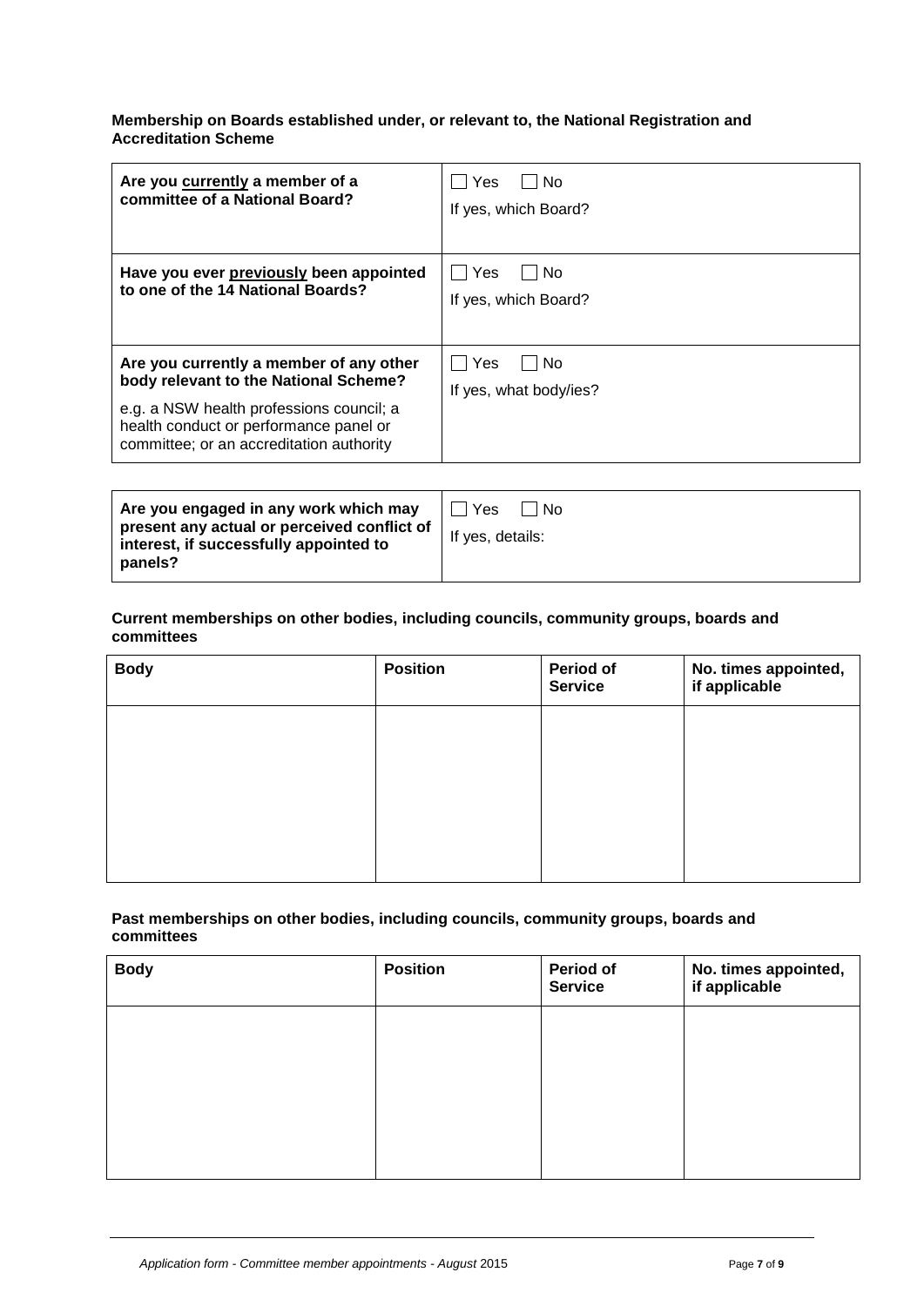**Membership on Boards established under, or relevant to, the National Registration and Accreditation Scheme**

| | |
|---|---|
| **Are you <u>currently</u> a member of a committee of a National Board?** | ☐ Yes ☐ No<br>If yes, which Board? |
| **Have you ever <u>previously</u> been appointed to one of the 14 National Boards?** | ☐ Yes ☐ No<br>If yes, which Board? |
| **Are you currently a member of any other body relevant to the National Scheme?**<br>e.g. a NSW health professions council; a health conduct or performance panel or committee; or an accreditation authority | ☐ Yes ☐ No<br>If yes, what body/ies? |

| | |
|---|---|
| **Are you engaged in any work which may present any actual or perceived conflict of interest, if successfully appointed to panels?** | ☐ Yes ☐ No<br>If yes, details: |

**Current memberships on other bodies, including councils, community groups, boards and committees**

| Body | Position | Period of Service | No. times appointed, if applicable |
|---|---|---|---|
| | | | |

**Past memberships on other bodies, including councils, community groups, boards and committees**

| Body | Position | Period of Service | No. times appointed, if applicable |
|---|---|---|---|
| | | | |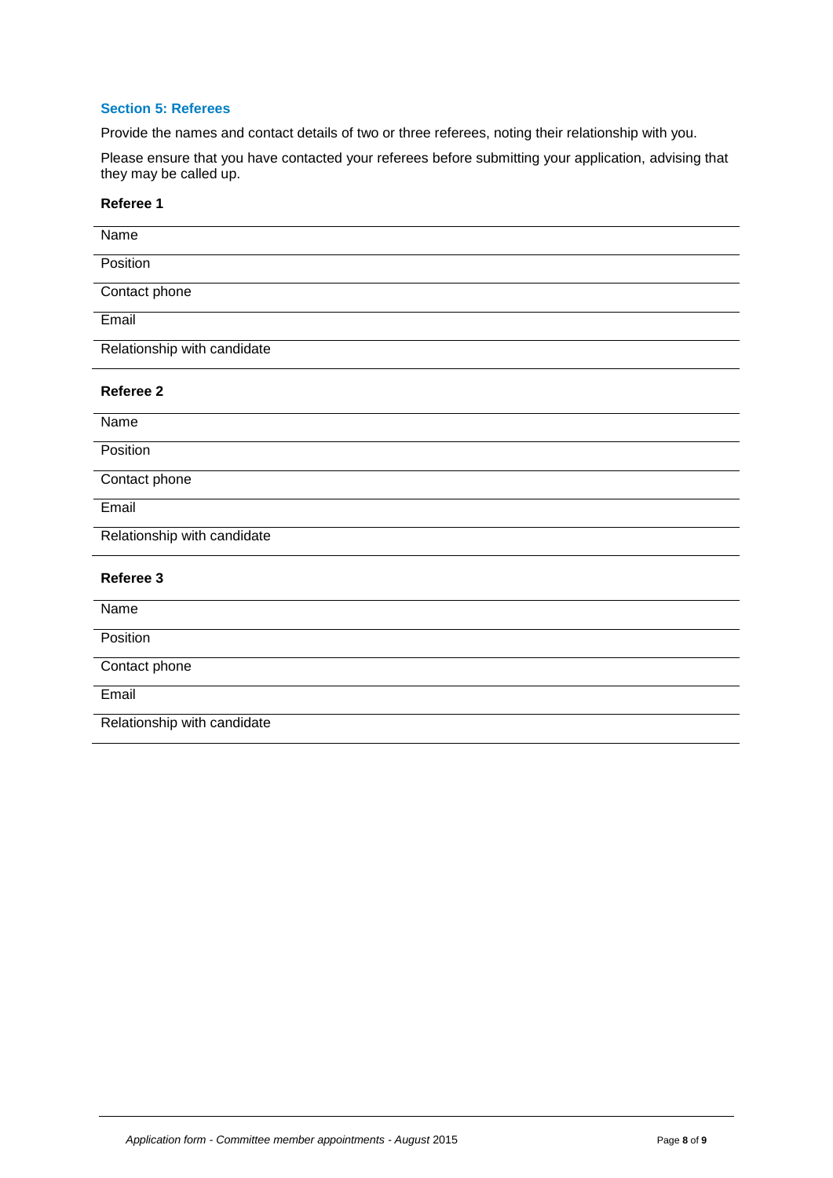### Section 5: Referees

Provide the names and contact details of two or three referees, noting their relationship with you.

Please ensure that you have contacted your referees before submitting your application, advising that they may be called up.

**Referee 1**

| Name | |
|---|---|
| Position | |
| Contact phone | |
| Email | |
| Relationship with candidate | |

**Referee 2**

| Name | |
|---|---|
| Position | |
| Contact phone | |
| Email | |
| Relationship with candidate | |

**Referee 3**

| Name | |
|---|---|
| Position | |
| Contact phone | |
| Email | |
| Relationship with candidate | |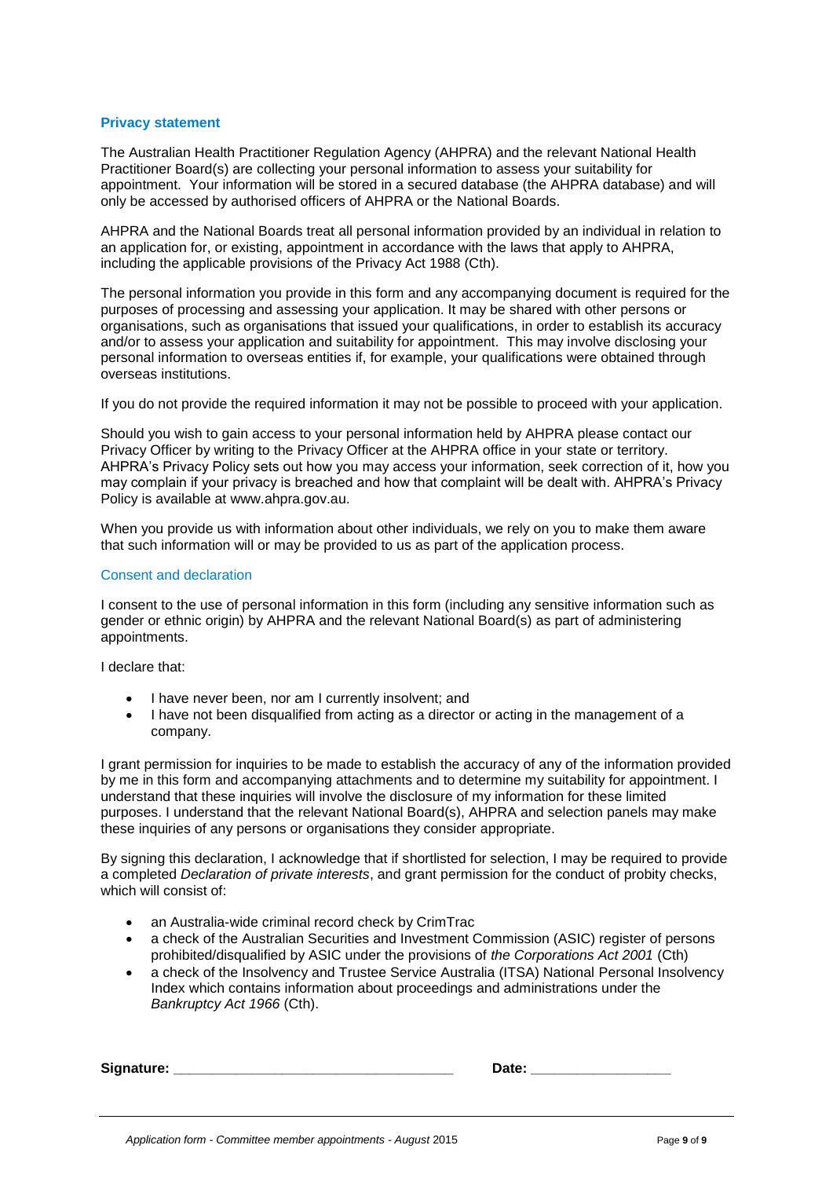## Privacy statement

The Australian Health Practitioner Regulation Agency (AHPRA) and the relevant National Health Practitioner Board(s) are collecting your personal information to assess your suitability for appointment. Your information will be stored in a secured database (the AHPRA database) and will only be accessed by authorised officers of AHPRA or the National Boards.

AHPRA and the National Boards treat all personal information provided by an individual in relation to an application for, or existing, appointment in accordance with the laws that apply to AHPRA, including the applicable provisions of the Privacy Act 1988 (Cth).

The personal information you provide in this form and any accompanying document is required for the purposes of processing and assessing your application. It may be shared with other persons or organisations, such as organisations that issued your qualifications, in order to establish its accuracy and/or to assess your application and suitability for appointment. This may involve disclosing your personal information to overseas entities if, for example, your qualifications were obtained through overseas institutions.

If you do not provide the required information it may not be possible to proceed with your application.

Should you wish to gain access to your personal information held by AHPRA please contact our Privacy Officer by writing to the Privacy Officer at the AHPRA office in your state or territory. AHPRA's Privacy Policy sets out how you may access your information, seek correction of it, how you may complain if your privacy is breached and how that complaint will be dealt with. AHPRA's Privacy Policy is available at www.ahpra.gov.au.

When you provide us with information about other individuals, we rely on you to make them aware that such information will or may be provided to us as part of the application process.

### Consent and declaration

I consent to the use of personal information in this form (including any sensitive information such as gender or ethnic origin) by AHPRA and the relevant National Board(s) as part of administering appointments.

I declare that:

- I have never been, nor am I currently insolvent; and
- I have not been disqualified from acting as a director or acting in the management of a company.

I grant permission for inquiries to be made to establish the accuracy of any of the information provided by me in this form and accompanying attachments and to determine my suitability for appointment. I understand that these inquiries will involve the disclosure of my information for these limited purposes. I understand that the relevant National Board(s), AHPRA and selection panels may make these inquiries of any persons or organisations they consider appropriate.

By signing this declaration, I acknowledge that if shortlisted for selection, I may be required to provide a completed *Declaration of private interests*, and grant permission for the conduct of probity checks, which will consist of:

- an Australia-wide criminal record check by CrimTrac
- a check of the Australian Securities and Investment Commission (ASIC) register of persons prohibited/disqualified by ASIC under the provisions of *the Corporations Act 2001* (Cth)
- a check of the Insolvency and Trustee Service Australia (ITSA) National Personal Insolvency Index which contains information about proceedings and administrations under the *Bankruptcy Act 1966* (Cth).

**Signature:** ___________________________________ **Date:** _________________